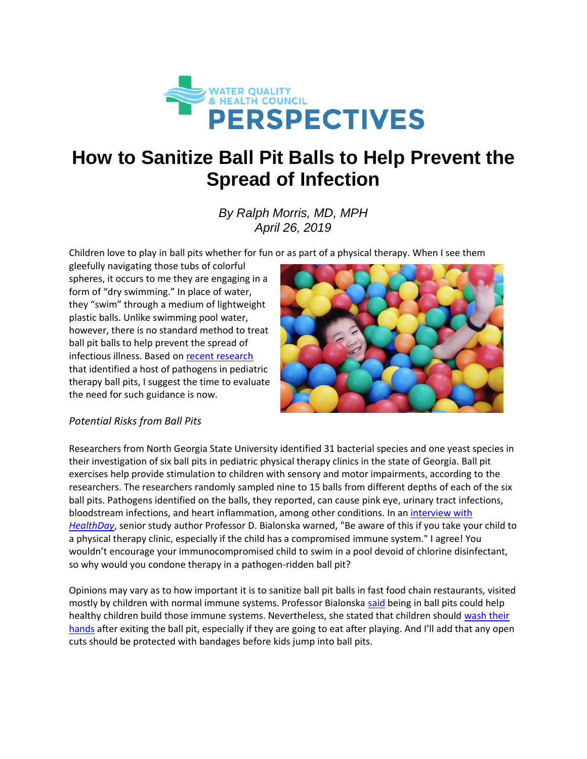# How to Sanitize Ball Pit Balls to Help Prevent the Spread of Infection

*By Ralph Morris, MD, MPH*
*April 26, 2019*

Children love to play in ball pits whether for fun or as part of a physical therapy. When I see them gleefully navigating those tubs of colorful spheres, it occurs to me they are engaging in a form of "dry swimming." In place of water, they "swim" through a medium of lightweight plastic balls. Unlike swimming pool water, however, there is no standard method to treat ball pit balls to help prevent the spread of infectious illness. Based on recent research that identified a host of pathogens in pediatric therapy ball pits, I suggest the time to evaluate the need for such guidance is now.

*Potential Risks from Ball Pits*

Researchers from North Georgia State University identified 31 bacterial species and one yeast species in their investigation of six ball pits in pediatric physical therapy clinics in the state of Georgia. Ball pit exercises help provide stimulation to children with sensory and motor impairments, according to the researchers. The researchers randomly sampled nine to 15 balls from different depths of each of the six ball pits. Pathogens identified on the balls, they reported, can cause pink eye, urinary tract infections, bloodstream infections, and heart inflammation, among other conditions. In an interview with *HealthDay*, senior study author Professor D. Bialonska warned, "Be aware of this if you take your child to a physical therapy clinic, especially if the child has a compromised immune system." I agree! You wouldn't encourage your immunocompromised child to swim in a pool devoid of chlorine disinfectant, so why would you condone therapy in a pathogen-ridden ball pit?

Opinions may vary as to how important it is to sanitize ball pit balls in fast food chain restaurants, visited mostly by children with normal immune systems. Professor Bialonska said being in ball pits could help healthy children build those immune systems. Nevertheless, she stated that children should wash their hands after exiting the ball pit, especially if they are going to eat after playing. And I'll add that any open cuts should be protected with bandages before kids jump into ball pits.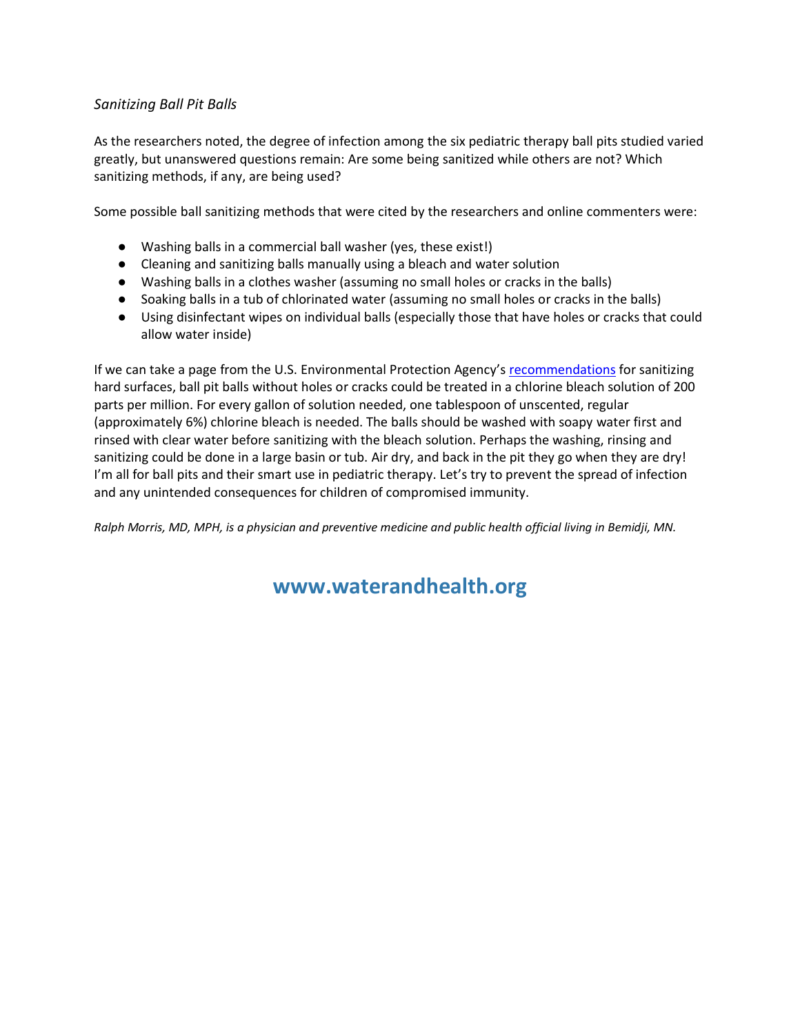*Sanitizing Ball Pit Balls*

As the researchers noted, the degree of infection among the six pediatric therapy ball pits studied varied greatly, but unanswered questions remain: Are some being sanitized while others are not? Which sanitizing methods, if any, are being used?

Some possible ball sanitizing methods that were cited by the researchers and online commenters were:

- Washing balls in a commercial ball washer (yes, these exist!)
- Cleaning and sanitizing balls manually using a bleach and water solution
- Washing balls in a clothes washer (assuming no small holes or cracks in the balls)
- Soaking balls in a tub of chlorinated water (assuming no small holes or cracks in the balls)
- Using disinfectant wipes on individual balls (especially those that have holes or cracks that could allow water inside)

If we can take a page from the U.S. Environmental Protection Agency's recommendations for sanitizing hard surfaces, ball pit balls without holes or cracks could be treated in a chlorine bleach solution of 200 parts per million. For every gallon of solution needed, one tablespoon of unscented, regular (approximately 6%) chlorine bleach is needed. The balls should be washed with soapy water first and rinsed with clear water before sanitizing with the bleach solution. Perhaps the washing, rinsing and sanitizing could be done in a large basin or tub. Air dry, and back in the pit they go when they are dry! I'm all for ball pits and their smart use in pediatric therapy. Let's try to prevent the spread of infection and any unintended consequences for children of compromised immunity.

*Ralph Morris, MD, MPH, is a physician and preventive medicine and public health official living in Bemidji, MN.*

**www.waterandhealth.org**